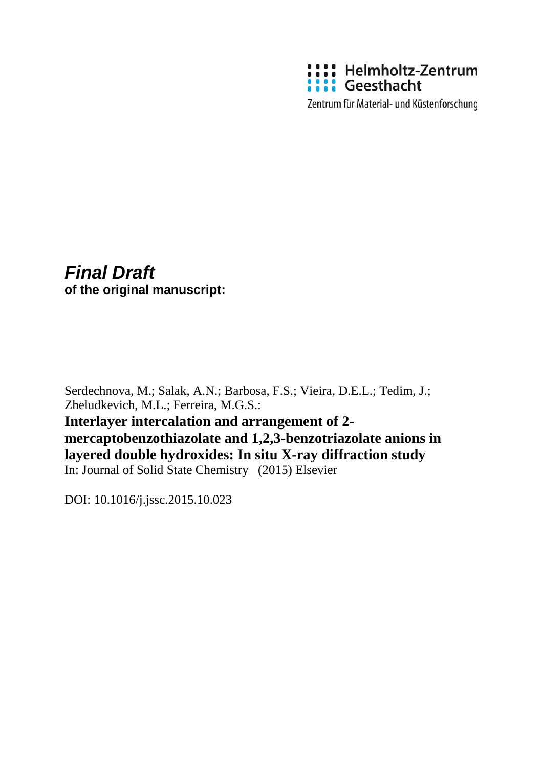Helmholtz-Zentrum Geesthacht

Zentrum für Material- und Küstenforschung

***Final Draft***
**of the original manuscript:**

Serdechnova, M.; Salak, A.N.; Barbosa, F.S.; Vieira, D.E.L.; Tedim, J.; Zheludkevich, M.L.; Ferreira, M.G.S.:

**Interlayer intercalation and arrangement of 2-mercaptobenzothiazolate and 1,2,3-benzotriazolate anions in layered double hydroxides: In situ X-ray diffraction study**

In: Journal of Solid State Chemistry (2015) Elsevier

DOI: 10.1016/j.jssc.2015.10.023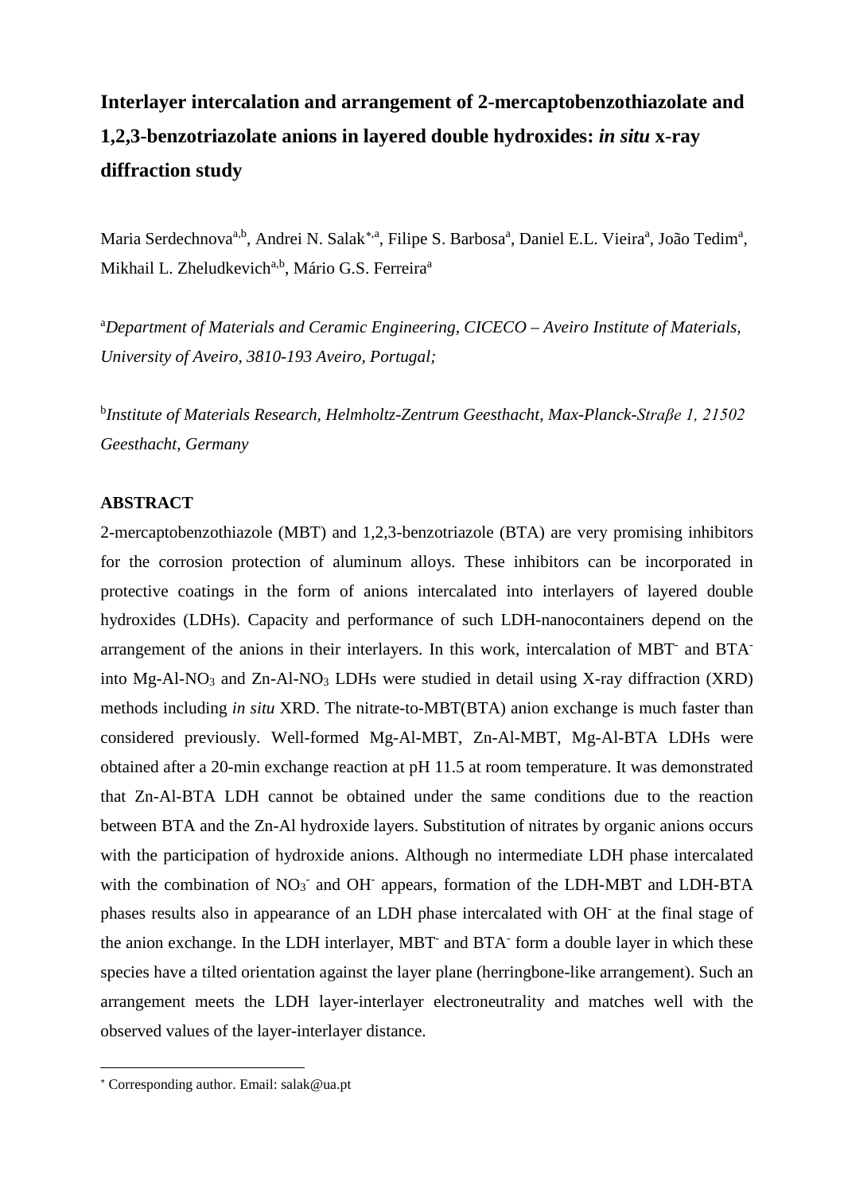# Interlayer intercalation and arrangement of 2-mercaptobenzothiazolate and 1,2,3-benzotriazolate anions in layered double hydroxides: *in situ* x-ray diffraction study

Maria Serdechnova[a,b], Andrei N. Salak[*,a], Filipe S. Barbosa[a], Daniel E.L. Vieira[a], João Tedim[a], Mikhail L. Zheludkevich[a,b], Mário G.S. Ferreira[a]

[a]*Department of Materials and Ceramic Engineering, CICECO – Aveiro Institute of Materials, University of Aveiro, 3810-193 Aveiro, Portugal;*

[b]*Institute of Materials Research, Helmholtz-Zentrum Geesthacht, Max-Planck-Straβe 1, 21502 Geesthacht, Germany*

## ABSTRACT

2-mercaptobenzothiazole (MBT) and 1,2,3-benzotriazole (BTA) are very promising inhibitors for the corrosion protection of aluminum alloys. These inhibitors can be incorporated in protective coatings in the form of anions intercalated into interlayers of layered double hydroxides (LDHs). Capacity and performance of such LDH-nanocontainers depend on the arrangement of the anions in their interlayers. In this work, intercalation of $MBT^-$ and $BTA^-$ into Mg-Al-$NO_3$ and Zn-Al-$NO_3$ LDHs were studied in detail using X-ray diffraction (XRD) methods including *in situ* XRD. The nitrate-to-MBT(BTA) anion exchange is much faster than considered previously. Well-formed Mg-Al-MBT, Zn-Al-MBT, Mg-Al-BTA LDHs were obtained after a 20-min exchange reaction at pH 11.5 at room temperature. It was demonstrated that Zn-Al-BTA LDH cannot be obtained under the same conditions due to the reaction between BTA and the Zn-Al hydroxide layers. Substitution of nitrates by organic anions occurs with the participation of hydroxide anions. Although no intermediate LDH phase intercalated with the combination of $NO_3^-$ and $OH^-$ appears, formation of the LDH-MBT and LDH-BTA phases results also in appearance of an LDH phase intercalated with $OH^-$ at the final stage of the anion exchange. In the LDH interlayer, $MBT^-$ and $BTA^-$ form a double layer in which these species have a tilted orientation against the layer plane (herringbone-like arrangement). Such an arrangement meets the LDH layer-interlayer electroneutrality and matches well with the observed values of the layer-interlayer distance.

[*] Corresponding author. Email: salak@ua.pt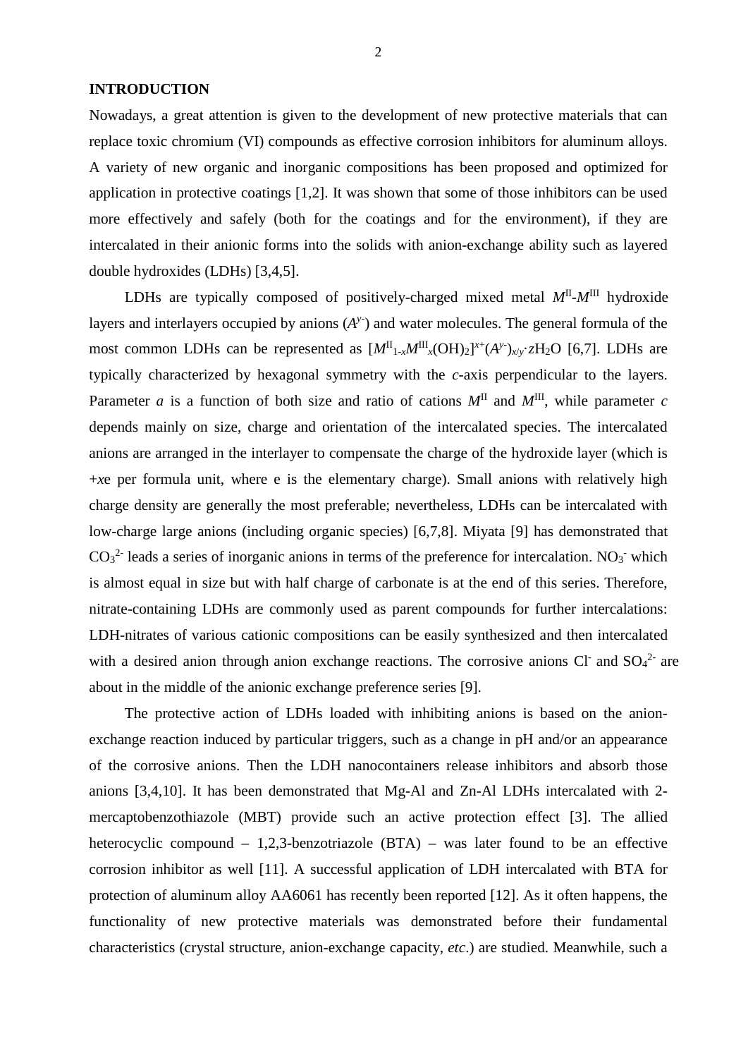## INTRODUCTION

Nowadays, a great attention is given to the development of new protective materials that can replace toxic chromium (VI) compounds as effective corrosion inhibitors for aluminum alloys. A variety of new organic and inorganic compositions has been proposed and optimized for application in protective coatings [1,2]. It was shown that some of those inhibitors can be used more effectively and safely (both for the coatings and for the environment), if they are intercalated in their anionic forms into the solids with anion-exchange ability such as layered double hydroxides (LDHs) [3,4,5].

LDHs are typically composed of positively-charged mixed metal $M^{II}$-$M^{III}$ hydroxide layers and interlayers occupied by anions ($A^{y-}$) and water molecules. The general formula of the most common LDHs can be represented as $[M^{II}_{1-x}M^{III}_{x}(OH)_2]^{x+}(A^{y-})_{x/y}{\cdot}zH_2O$ [6,7]. LDHs are typically characterized by hexagonal symmetry with the *c*-axis perpendicular to the layers. Parameter *a* is a function of both size and ratio of cations $M^{II}$ and $M^{III}$, while parameter *c* depends mainly on size, charge and orientation of the intercalated species. The intercalated anions are arranged in the interlayer to compensate the charge of the hydroxide layer (which is +*x*e per formula unit, where e is the elementary charge). Small anions with relatively high charge density are generally the most preferable; nevertheless, LDHs can be intercalated with low-charge large anions (including organic species) [6,7,8]. Miyata [9] has demonstrated that $CO_3^{2-}$ leads a series of inorganic anions in terms of the preference for intercalation. $NO_3^-$ which is almost equal in size but with half charge of carbonate is at the end of this series. Therefore, nitrate-containing LDHs are commonly used as parent compounds for further intercalations: LDH-nitrates of various cationic compositions can be easily synthesized and then intercalated with a desired anion through anion exchange reactions. The corrosive anions $Cl^-$ and $SO_4^{2-}$ are about in the middle of the anionic exchange preference series [9].

The protective action of LDHs loaded with inhibiting anions is based on the anion-exchange reaction induced by particular triggers, such as a change in pH and/or an appearance of the corrosive anions. Then the LDH nanocontainers release inhibitors and absorb those anions [3,4,10]. It has been demonstrated that Mg-Al and Zn-Al LDHs intercalated with 2-mercaptobenzothiazole (MBT) provide such an active protection effect [3]. The allied heterocyclic compound – 1,2,3-benzotriazole (BTA) – was later found to be an effective corrosion inhibitor as well [11]. A successful application of LDH intercalated with BTA for protection of aluminum alloy AA6061 has recently been reported [12]. As it often happens, the functionality of new protective materials was demonstrated before their fundamental characteristics (crystal structure, anion-exchange capacity, *etc*.) are studied. Meanwhile, such a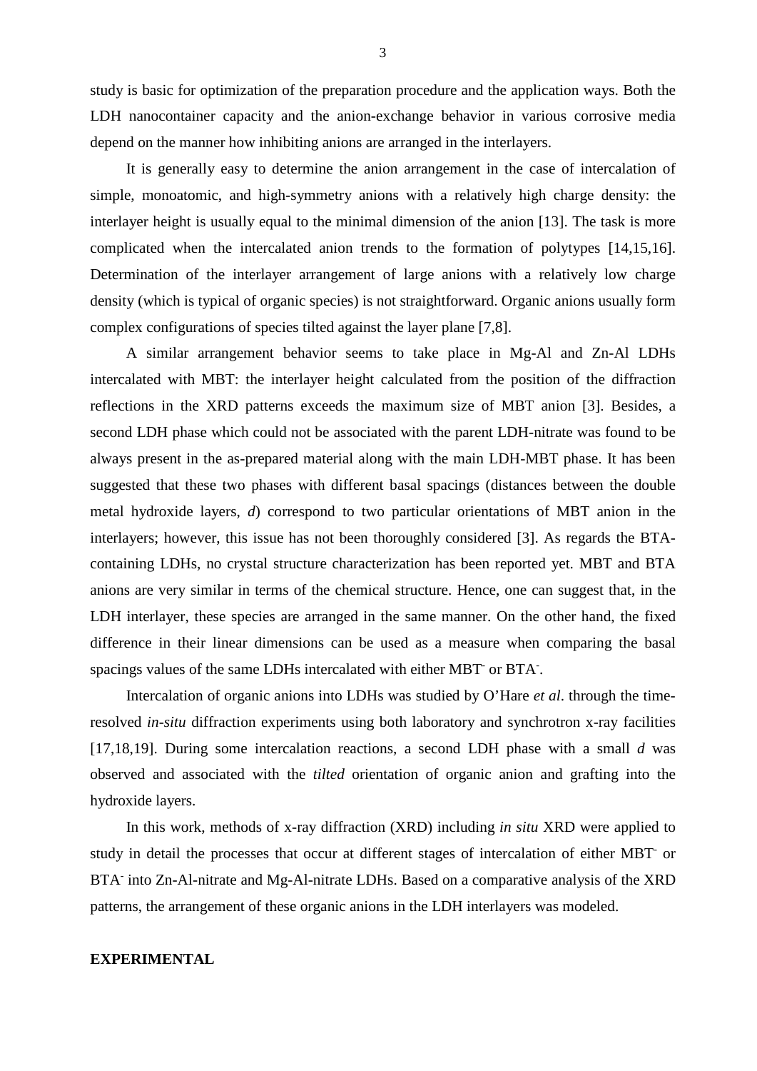study is basic for optimization of the preparation procedure and the application ways. Both the LDH nanocontainer capacity and the anion-exchange behavior in various corrosive media depend on the manner how inhibiting anions are arranged in the interlayers.

It is generally easy to determine the anion arrangement in the case of intercalation of simple, monoatomic, and high-symmetry anions with a relatively high charge density: the interlayer height is usually equal to the minimal dimension of the anion [13]. The task is more complicated when the intercalated anion trends to the formation of polytypes [14,15,16]. Determination of the interlayer arrangement of large anions with a relatively low charge density (which is typical of organic species) is not straightforward. Organic anions usually form complex configurations of species tilted against the layer plane [7,8].

A similar arrangement behavior seems to take place in Mg-Al and Zn-Al LDHs intercalated with MBT: the interlayer height calculated from the position of the diffraction reflections in the XRD patterns exceeds the maximum size of MBT anion [3]. Besides, a second LDH phase which could not be associated with the parent LDH-nitrate was found to be always present in the as-prepared material along with the main LDH-MBT phase. It has been suggested that these two phases with different basal spacings (distances between the double metal hydroxide layers, *d*) correspond to two particular orientations of MBT anion in the interlayers; however, this issue has not been thoroughly considered [3]. As regards the BTA-containing LDHs, no crystal structure characterization has been reported yet. MBT and BTA anions are very similar in terms of the chemical structure. Hence, one can suggest that, in the LDH interlayer, these species are arranged in the same manner. On the other hand, the fixed difference in their linear dimensions can be used as a measure when comparing the basal spacings values of the same LDHs intercalated with either $MBT^-$ or $BTA^-$.

Intercalation of organic anions into LDHs was studied by O'Hare *et al*. through the time-resolved *in-situ* diffraction experiments using both laboratory and synchrotron x-ray facilities [17,18,19]. During some intercalation reactions, a second LDH phase with a small *d* was observed and associated with the *tilted* orientation of organic anion and grafting into the hydroxide layers.

In this work, methods of x-ray diffraction (XRD) including *in situ* XRD were applied to study in detail the processes that occur at different stages of intercalation of either $MBT^-$ or $BTA^-$ into Zn-Al-nitrate and Mg-Al-nitrate LDHs. Based on a comparative analysis of the XRD patterns, the arrangement of these organic anions in the LDH interlayers was modeled.

## EXPERIMENTAL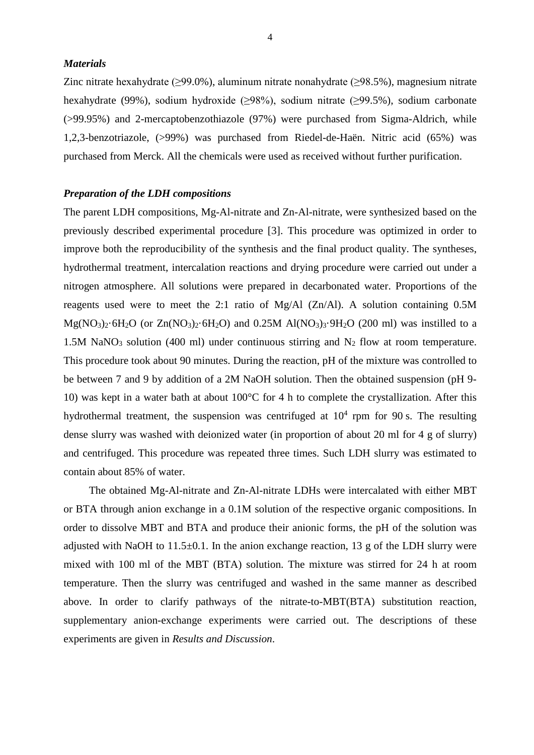### *Materials*

Zinc nitrate hexahydrate (≥99.0%), aluminum nitrate nonahydrate (≥98.5%), magnesium nitrate hexahydrate (99%), sodium hydroxide (≥98%), sodium nitrate (≥99.5%), sodium carbonate (>99.95%) and 2-mercaptobenzothiazole (97%) were purchased from Sigma-Aldrich, while 1,2,3-benzotriazole, (>99%) was purchased from Riedel-de-Haën. Nitric acid (65%) was purchased from Merck. All the chemicals were used as received without further purification.

### *Preparation of the LDH compositions*

The parent LDH compositions, Mg-Al-nitrate and Zn-Al-nitrate, were synthesized based on the previously described experimental procedure [3]. This procedure was optimized in order to improve both the reproducibility of the synthesis and the final product quality. The syntheses, hydrothermal treatment, intercalation reactions and drying procedure were carried out under a nitrogen atmosphere. All solutions were prepared in decarbonated water. Proportions of the reagents used were to meet the 2:1 ratio of Mg/Al (Zn/Al). A solution containing 0.5M $Mg(NO_3)_2{\cdot}6H_2O$ (or $Zn(NO_3)_2{\cdot}6H_2O$) and 0.25M $Al(NO_3)_3{\cdot}9H_2O$ (200 ml) was instilled to a 1.5M $NaNO_3$ solution (400 ml) under continuous stirring and $N_2$ flow at room temperature. This procedure took about 90 minutes. During the reaction, pH of the mixture was controlled to be between 7 and 9 by addition of a 2M NaOH solution. Then the obtained suspension (pH 9-10) was kept in a water bath at about 100°C for 4 h to complete the crystallization. After this hydrothermal treatment, the suspension was centrifuged at $10^4$ rpm for 90 s. The resulting dense slurry was washed with deionized water (in proportion of about 20 ml for 4 g of slurry) and centrifuged. This procedure was repeated three times. Such LDH slurry was estimated to contain about 85% of water.

The obtained Mg-Al-nitrate and Zn-Al-nitrate LDHs were intercalated with either MBT or BTA through anion exchange in a 0.1M solution of the respective organic compositions. In order to dissolve MBT and BTA and produce their anionic forms, the pH of the solution was adjusted with NaOH to 11.5±0.1. In the anion exchange reaction, 13 g of the LDH slurry were mixed with 100 ml of the MBT (BTA) solution. The mixture was stirred for 24 h at room temperature. Then the slurry was centrifuged and washed in the same manner as described above. In order to clarify pathways of the nitrate-to-MBT(BTA) substitution reaction, supplementary anion-exchange experiments were carried out. The descriptions of these experiments are given in *Results and Discussion*.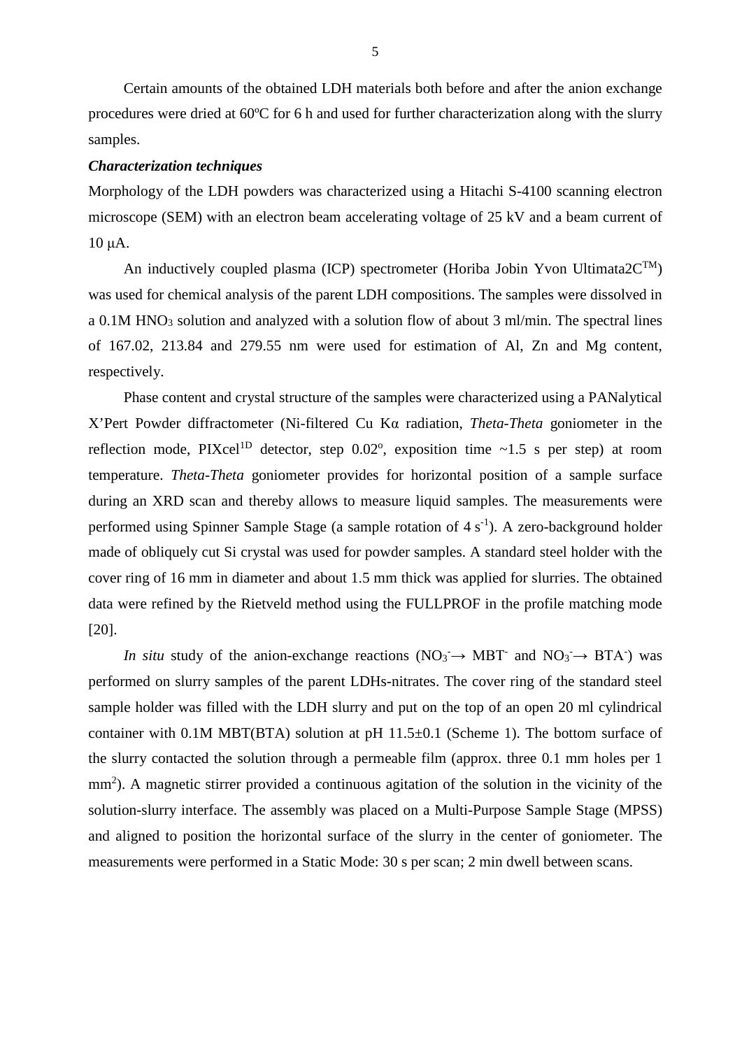Certain amounts of the obtained LDH materials both before and after the anion exchange procedures were dried at 60ºC for 6 h and used for further characterization along with the slurry samples.

***Characterization techniques***

Morphology of the LDH powders was characterized using a Hitachi S-4100 scanning electron microscope (SEM) with an electron beam accelerating voltage of 25 kV and a beam current of 10 μA.

An inductively coupled plasma (ICP) spectrometer (Horiba Jobin Yvon Ultimata2C™) was used for chemical analysis of the parent LDH compositions. The samples were dissolved in a 0.1M $HNO_3$ solution and analyzed with a solution flow of about 3 ml/min. The spectral lines of 167.02, 213.84 and 279.55 nm were used for estimation of Al, Zn and Mg content, respectively.

Phase content and crystal structure of the samples were characterized using a PANalytical X'Pert Powder diffractometer (Ni-filtered Cu Kα radiation, *Theta-Theta* goniometer in the reflection mode, $\text{PIXcel}^{1D}$ detector, step 0.02º, exposition time ~1.5 s per step) at room temperature. *Theta-Theta* goniometer provides for horizontal position of a sample surface during an XRD scan and thereby allows to measure liquid samples. The measurements were performed using Spinner Sample Stage (a sample rotation of 4 $s^{-1}$). A zero-background holder made of obliquely cut Si crystal was used for powder samples. A standard steel holder with the cover ring of 16 mm in diameter and about 1.5 mm thick was applied for slurries. The obtained data were refined by the Rietveld method using the FULLPROF in the profile matching mode [20].

*In situ* study of the anion-exchange reactions ($NO_3^- \rightarrow MBT^-$ and $NO_3^- \rightarrow BTA^-$) was performed on slurry samples of the parent LDHs-nitrates. The cover ring of the standard steel sample holder was filled with the LDH slurry and put on the top of an open 20 ml cylindrical container with 0.1M MBT(BTA) solution at pH 11.5±0.1 (Scheme 1). The bottom surface of the slurry contacted the solution through a permeable film (approx. three 0.1 mm holes per 1 $mm^2$). A magnetic stirrer provided a continuous agitation of the solution in the vicinity of the solution-slurry interface. The assembly was placed on a Multi-Purpose Sample Stage (MPSS) and aligned to position the horizontal surface of the slurry in the center of goniometer. The measurements were performed in a Static Mode: 30 s per scan; 2 min dwell between scans.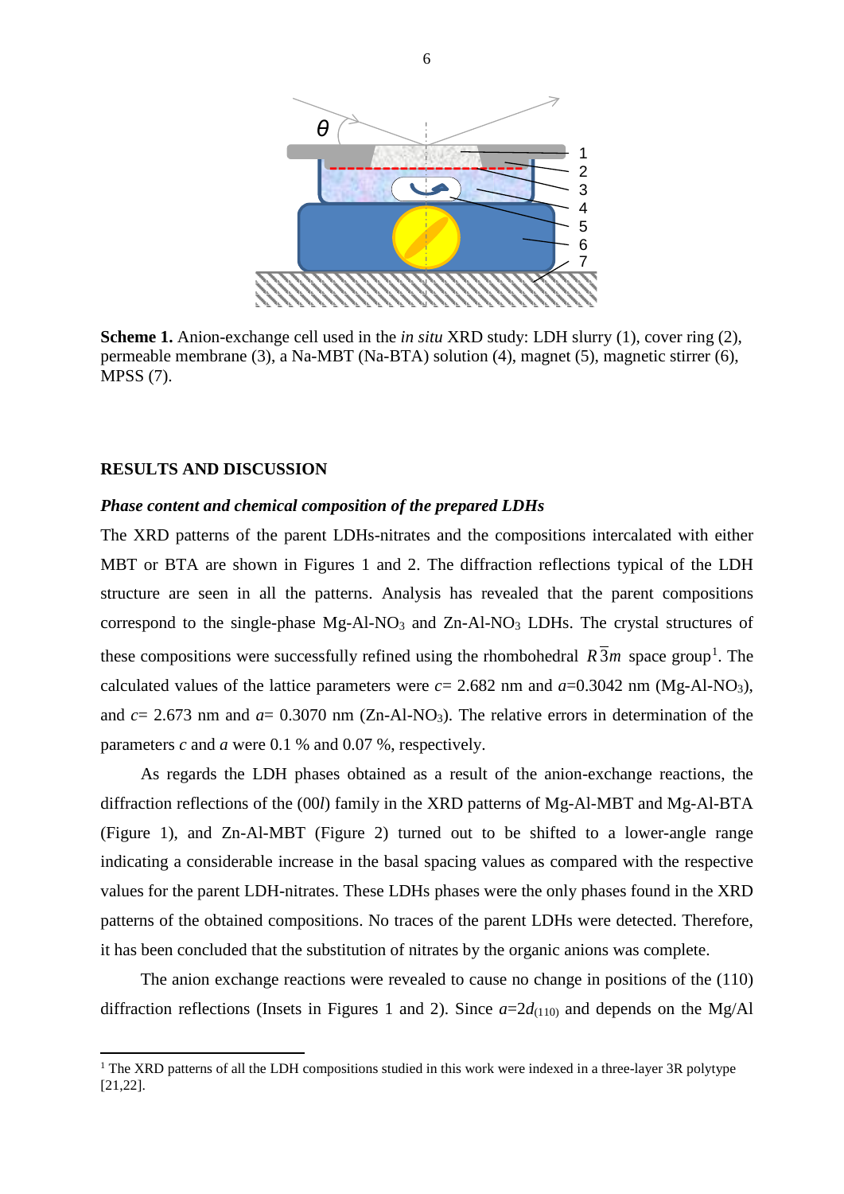**Scheme 1.** Anion-exchange cell used in the *in situ* XRD study: LDH slurry (1), cover ring (2), permeable membrane (3), a Na-MBT (Na-BTA) solution (4), magnet (5), magnetic stirrer (6), MPSS (7).

## RESULTS AND DISCUSSION

### *Phase content and chemical composition of the prepared LDHs*

The XRD patterns of the parent LDHs-nitrates and the compositions intercalated with either MBT or BTA are shown in Figures 1 and 2. The diffraction reflections typical of the LDH structure are seen in all the patterns. Analysis has revealed that the parent compositions correspond to the single-phase Mg-Al-$NO_3$ and Zn-Al-$NO_3$ LDHs. The crystal structures of these compositions were successfully refined using the rhombohedral $R\bar{3}m$ space group[1]. The calculated values of the lattice parameters were $c$= 2.682 nm and $a$=0.3042 nm (Mg-Al-$NO_3$), and $c$= 2.673 nm and $a$= 0.3070 nm (Zn-Al-$NO_3$). The relative errors in determination of the parameters $c$ and $a$ were 0.1 % and 0.07 %, respectively.

As regards the LDH phases obtained as a result of the anion-exchange reactions, the diffraction reflections of the (00*l*) family in the XRD patterns of Mg-Al-MBT and Mg-Al-BTA (Figure 1), and Zn-Al-MBT (Figure 2) turned out to be shifted to a lower-angle range indicating a considerable increase in the basal spacing values as compared with the respective values for the parent LDH-nitrates. These LDHs phases were the only phases found in the XRD patterns of the obtained compositions. No traces of the parent LDHs were detected. Therefore, it has been concluded that the substitution of nitrates by the organic anions was complete.

The anion exchange reactions were revealed to cause no change in positions of the (110) diffraction reflections (Insets in Figures 1 and 2). Since $a$=2$d_{(110)}$ and depends on the Mg/Al

[1] The XRD patterns of all the LDH compositions studied in this work were indexed in a three-layer 3R polytype [21,22].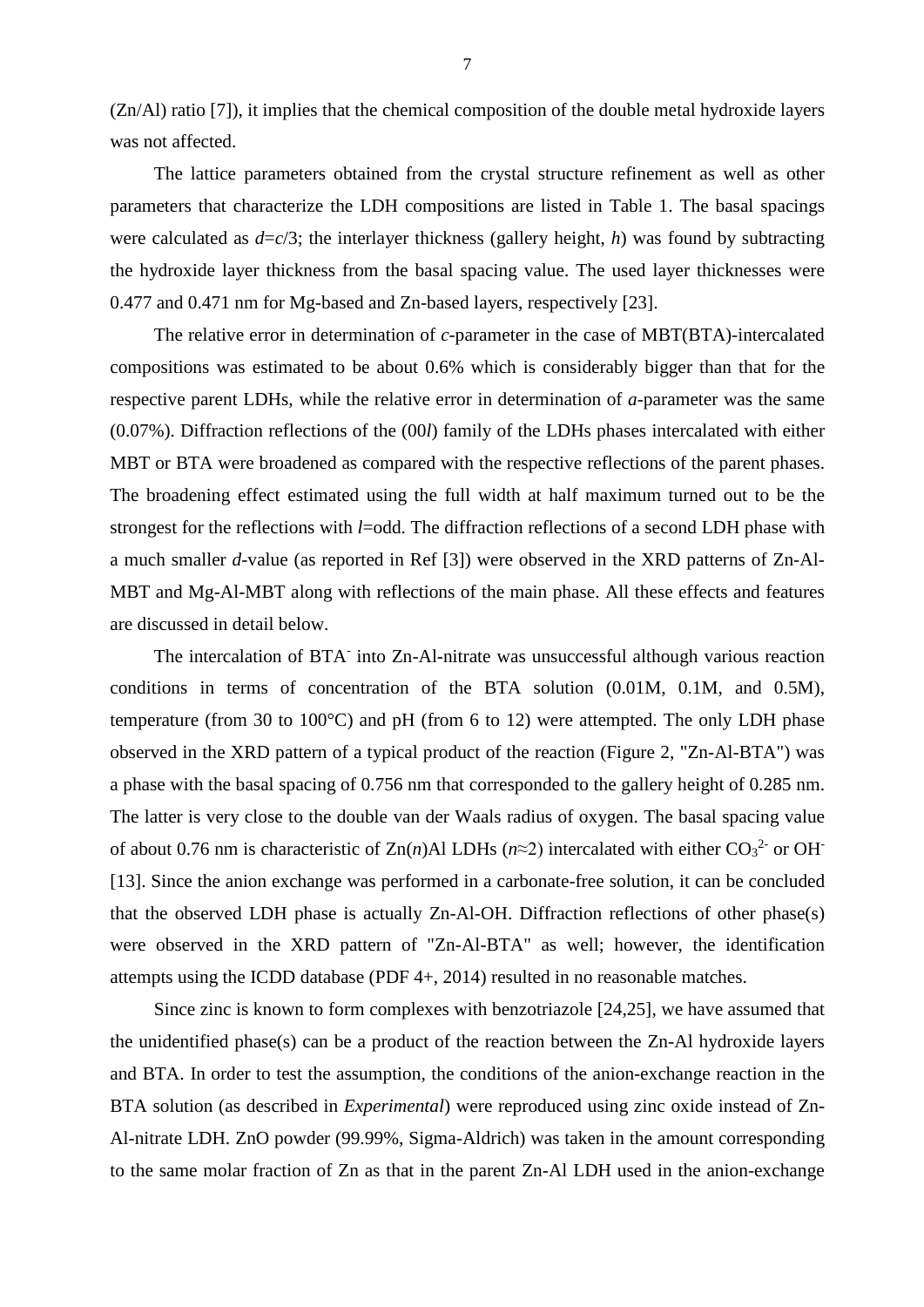(Zn/Al) ratio [7]), it implies that the chemical composition of the double metal hydroxide layers was not affected.

The lattice parameters obtained from the crystal structure refinement as well as other parameters that characterize the LDH compositions are listed in Table 1. The basal spacings were calculated as $d=c/3$; the interlayer thickness (gallery height, $h$) was found by subtracting the hydroxide layer thickness from the basal spacing value. The used layer thicknesses were 0.477 and 0.471 nm for Mg-based and Zn-based layers, respectively [23].

The relative error in determination of *c*-parameter in the case of MBT(BTA)-intercalated compositions was estimated to be about 0.6% which is considerably bigger than that for the respective parent LDHs, while the relative error in determination of *a*-parameter was the same (0.07%). Diffraction reflections of the (00*l*) family of the LDHs phases intercalated with either MBT or BTA were broadened as compared with the respective reflections of the parent phases. The broadening effect estimated using the full width at half maximum turned out to be the strongest for the reflections with *l*=odd. The diffraction reflections of a second LDH phase with a much smaller *d*-value (as reported in Ref [3]) were observed in the XRD patterns of Zn-Al-MBT and Mg-Al-MBT along with reflections of the main phase. All these effects and features are discussed in detail below.

The intercalation of $BTA^-$ into Zn-Al-nitrate was unsuccessful although various reaction conditions in terms of concentration of the BTA solution (0.01M, 0.1M, and 0.5M), temperature (from 30 to 100°C) and pH (from 6 to 12) were attempted. The only LDH phase observed in the XRD pattern of a typical product of the reaction (Figure 2, "Zn-Al-BTA") was a phase with the basal spacing of 0.756 nm that corresponded to the gallery height of 0.285 nm. The latter is very close to the double van der Waals radius of oxygen. The basal spacing value of about 0.76 nm is characteristic of Zn($n$)Al LDHs ($n\approx2$) intercalated with either $CO_3^{2-}$ or $OH^-$ [13]. Since the anion exchange was performed in a carbonate-free solution, it can be concluded that the observed LDH phase is actually Zn-Al-OH. Diffraction reflections of other phase(s) were observed in the XRD pattern of "Zn-Al-BTA" as well; however, the identification attempts using the ICDD database (PDF 4+, 2014) resulted in no reasonable matches.

Since zinc is known to form complexes with benzotriazole [24,25], we have assumed that the unidentified phase(s) can be a product of the reaction between the Zn-Al hydroxide layers and BTA. In order to test the assumption, the conditions of the anion-exchange reaction in the BTA solution (as described in *Experimental*) were reproduced using zinc oxide instead of Zn-Al-nitrate LDH. ZnO powder (99.99%, Sigma-Aldrich) was taken in the amount corresponding to the same molar fraction of Zn as that in the parent Zn-Al LDH used in the anion-exchange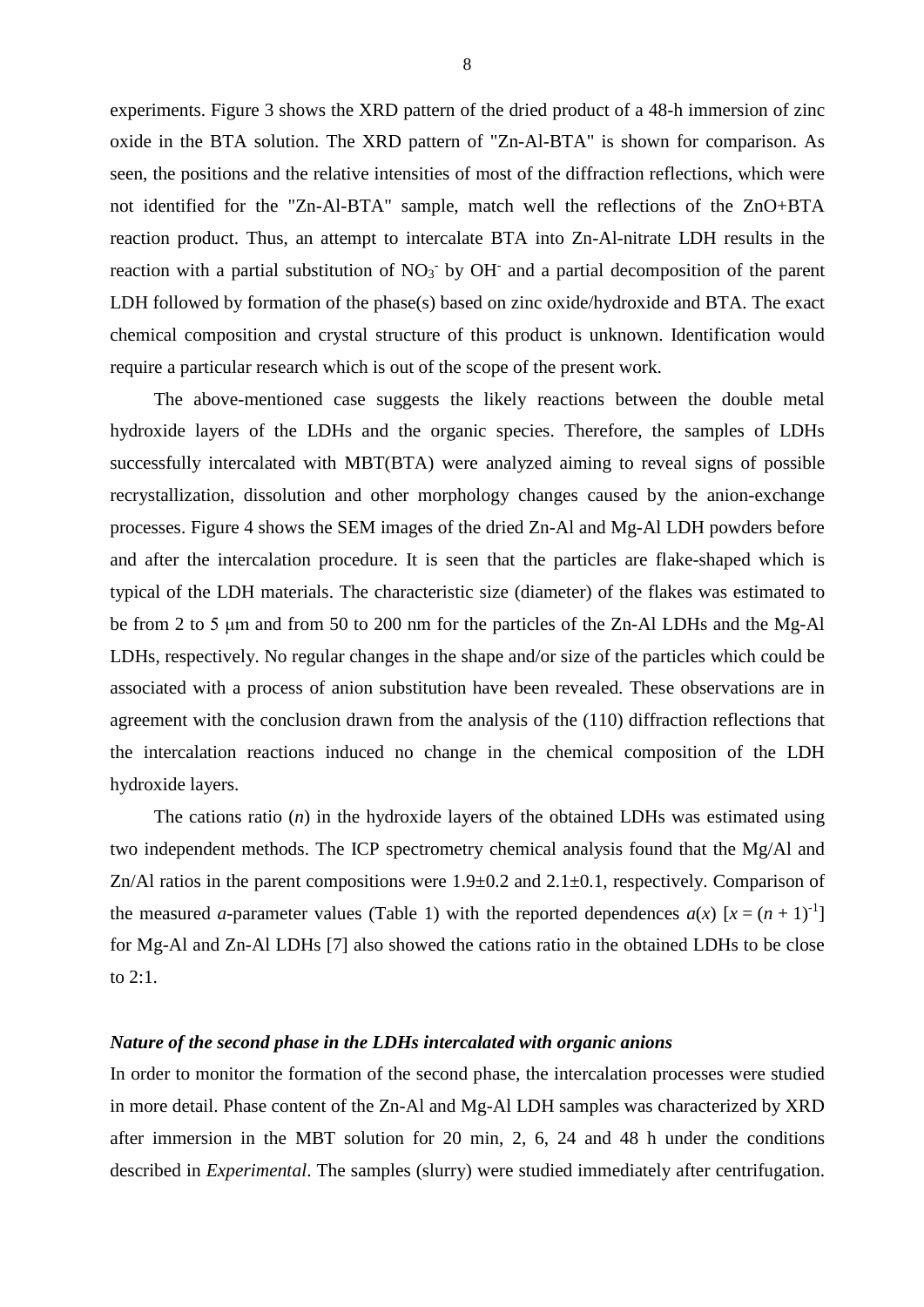experiments. Figure 3 shows the XRD pattern of the dried product of a 48-h immersion of zinc oxide in the BTA solution. The XRD pattern of "Zn-Al-BTA" is shown for comparison. As seen, the positions and the relative intensities of most of the diffraction reflections, which were not identified for the "Zn-Al-BTA" sample, match well the reflections of the ZnO+BTA reaction product. Thus, an attempt to intercalate BTA into Zn-Al-nitrate LDH results in the reaction with a partial substitution of $NO_3^-$ by $OH^-$ and a partial decomposition of the parent LDH followed by formation of the phase(s) based on zinc oxide/hydroxide and BTA. The exact chemical composition and crystal structure of this product is unknown. Identification would require a particular research which is out of the scope of the present work.

The above-mentioned case suggests the likely reactions between the double metal hydroxide layers of the LDHs and the organic species. Therefore, the samples of LDHs successfully intercalated with MBT(BTA) were analyzed aiming to reveal signs of possible recrystallization, dissolution and other morphology changes caused by the anion-exchange processes. Figure 4 shows the SEM images of the dried Zn-Al and Mg-Al LDH powders before and after the intercalation procedure. It is seen that the particles are flake-shaped which is typical of the LDH materials. The characteristic size (diameter) of the flakes was estimated to be from 2 to 5 μm and from 50 to 200 nm for the particles of the Zn-Al LDHs and the Mg-Al LDHs, respectively. No regular changes in the shape and/or size of the particles which could be associated with a process of anion substitution have been revealed. These observations are in agreement with the conclusion drawn from the analysis of the (110) diffraction reflections that the intercalation reactions induced no change in the chemical composition of the LDH hydroxide layers.

The cations ratio ($n$) in the hydroxide layers of the obtained LDHs was estimated using two independent methods. The ICP spectrometry chemical analysis found that the Mg/Al and Zn/Al ratios in the parent compositions were 1.9±0.2 and 2.1±0.1, respectively. Comparison of the measured $a$-parameter values (Table 1) with the reported dependences $a(x)$ [$x = (n + 1)^{-1}$] for Mg-Al and Zn-Al LDHs [7] also showed the cations ratio in the obtained LDHs to be close to 2:1.

### *Nature of the second phase in the LDHs intercalated with organic anions*

In order to monitor the formation of the second phase, the intercalation processes were studied in more detail. Phase content of the Zn-Al and Mg-Al LDH samples was characterized by XRD after immersion in the MBT solution for 20 min, 2, 6, 24 and 48 h under the conditions described in *Experimental*. The samples (slurry) were studied immediately after centrifugation.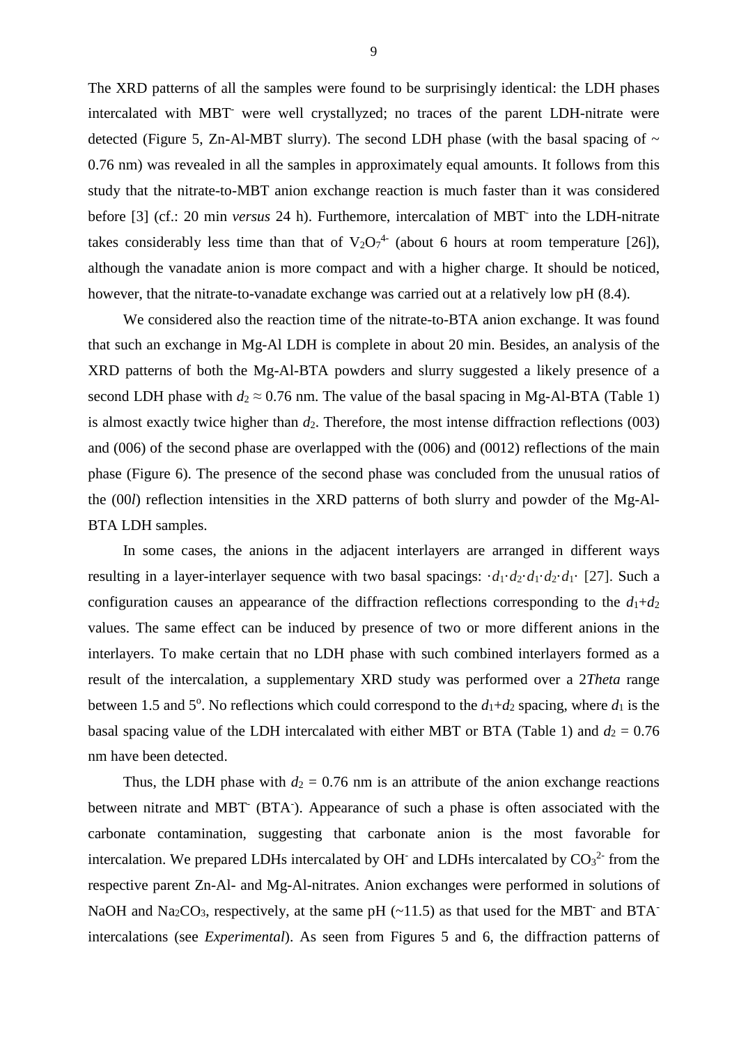The XRD patterns of all the samples were found to be surprisingly identical: the LDH phases intercalated with $MBT^-$ were well crystallyzed; no traces of the parent LDH-nitrate were detected (Figure 5, Zn-Al-MBT slurry). The second LDH phase (with the basal spacing of ~ 0.76 nm) was revealed in all the samples in approximately equal amounts. It follows from this study that the nitrate-to-MBT anion exchange reaction is much faster than it was considered before [3] (cf.: 20 min *versus* 24 h). Futhemore, intercalation of $MBT^-$ into the LDH-nitrate takes considerably less time than that of $V_2O_7^{4-}$ (about 6 hours at room temperature [26]), although the vanadate anion is more compact and with a higher charge. It should be noticed, however, that the nitrate-to-vanadate exchange was carried out at a relatively low pH (8.4).

We considered also the reaction time of the nitrate-to-BTA anion exchange. It was found that such an exchange in Mg-Al LDH is complete in about 20 min. Besides, an analysis of the XRD patterns of both the Mg-Al-BTA powders and slurry suggested a likely presence of a second LDH phase with $d_2 \approx 0.76$ nm. The value of the basal spacing in Mg-Al-BTA (Table 1) is almost exactly twice higher than $d_2$. Therefore, the most intense diffraction reflections (003) and (006) of the second phase are overlapped with the (006) and (0012) reflections of the main phase (Figure 6). The presence of the second phase was concluded from the unusual ratios of the (00*l*) reflection intensities in the XRD patterns of both slurry and powder of the Mg-Al-BTA LDH samples.

In some cases, the anions in the adjacent interlayers are arranged in different ways resulting in a layer-interlayer sequence with two basal spacings: $\cdot d_1 \cdot d_2 \cdot d_1 \cdot d_2 \cdot d_1 \cdot$ [27]. Such a configuration causes an appearance of the diffraction reflections corresponding to the $d_1+d_2$ values. The same effect can be induced by presence of two or more different anions in the interlayers. To make certain that no LDH phase with such combined interlayers formed as a result of the intercalation, a supplementary XRD study was performed over a 2*Theta* range between 1.5 and 5$^o$. No reflections which could correspond to the $d_1+d_2$ spacing, where $d_1$ is the basal spacing value of the LDH intercalated with either MBT or BTA (Table 1) and $d_2 = 0.76$ nm have been detected.

Thus, the LDH phase with $d_2 = 0.76$ nm is an attribute of the anion exchange reactions between nitrate and $MBT^-$ ($BTA^-$). Appearance of such a phase is often associated with the carbonate contamination, suggesting that carbonate anion is the most favorable for intercalation. We prepared LDHs intercalated by $OH^-$ and LDHs intercalated by $CO_3^{2-}$ from the respective parent Zn-Al- and Mg-Al-nitrates. Anion exchanges were performed in solutions of NaOH and $Na_2CO_3$, respectively, at the same pH (~11.5) as that used for the $MBT^-$ and $BTA^-$ intercalations (see *Experimental*). As seen from Figures 5 and 6, the diffraction patterns of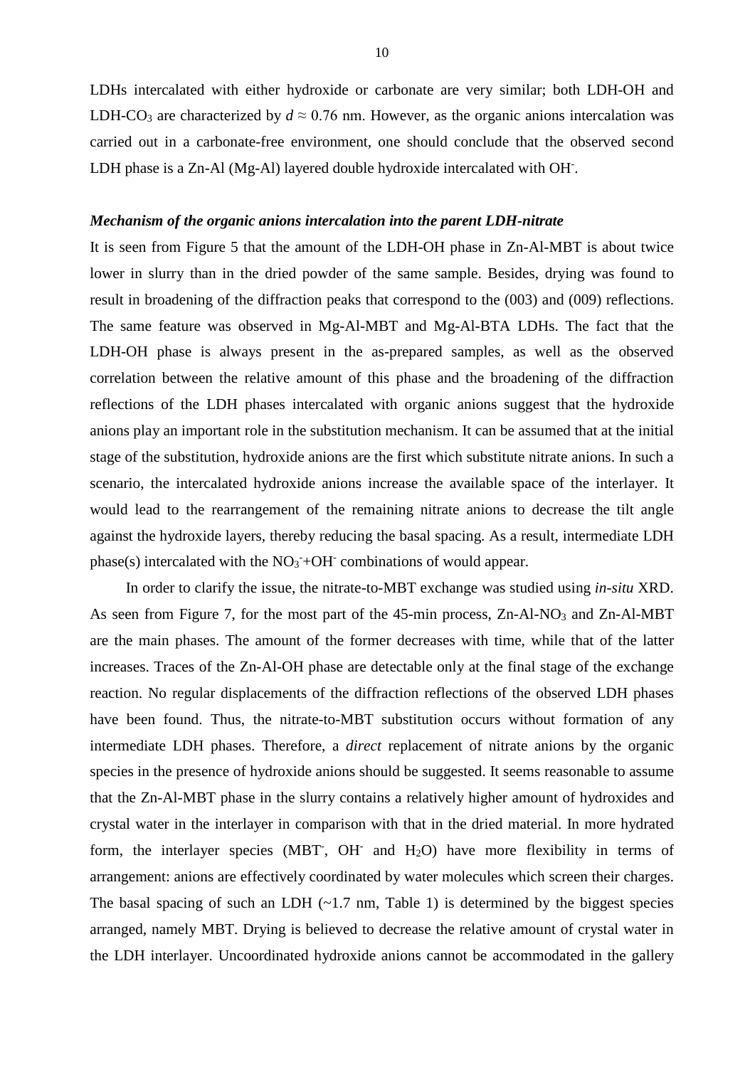LDHs intercalated with either hydroxide or carbonate are very similar; both LDH-OH and LDH-$CO_3$ are characterized by $d \approx 0.76$ nm. However, as the organic anions intercalation was carried out in a carbonate-free environment, one should conclude that the observed second LDH phase is a Zn-Al (Mg-Al) layered double hydroxide intercalated with $OH^-$.

***Mechanism of the organic anions intercalation into the parent LDH-nitrate***

It is seen from Figure 5 that the amount of the LDH-OH phase in Zn-Al-MBT is about twice lower in slurry than in the dried powder of the same sample. Besides, drying was found to result in broadening of the diffraction peaks that correspond to the (003) and (009) reflections. The same feature was observed in Mg-Al-MBT and Mg-Al-BTA LDHs. The fact that the LDH-OH phase is always present in the as-prepared samples, as well as the observed correlation between the relative amount of this phase and the broadening of the diffraction reflections of the LDH phases intercalated with organic anions suggest that the hydroxide anions play an important role in the substitution mechanism. It can be assumed that at the initial stage of the substitution, hydroxide anions are the first which substitute nitrate anions. In such a scenario, the intercalated hydroxide anions increase the available space of the interlayer. It would lead to the rearrangement of the remaining nitrate anions to decrease the tilt angle against the hydroxide layers, thereby reducing the basal spacing. As a result, intermediate LDH phase(s) intercalated with the $NO_3^-$+$OH^-$ combinations of would appear.

In order to clarify the issue, the nitrate-to-MBT exchange was studied using *in-situ* XRD. As seen from Figure 7, for the most part of the 45-min process, Zn-Al-$NO_3$ and Zn-Al-MBT are the main phases. The amount of the former decreases with time, while that of the latter increases. Traces of the Zn-Al-OH phase are detectable only at the final stage of the exchange reaction. No regular displacements of the diffraction reflections of the observed LDH phases have been found. Thus, the nitrate-to-MBT substitution occurs without formation of any intermediate LDH phases. Therefore, a *direct* replacement of nitrate anions by the organic species in the presence of hydroxide anions should be suggested. It seems reasonable to assume that the Zn-Al-MBT phase in the slurry contains a relatively higher amount of hydroxides and crystal water in the interlayer in comparison with that in the dried material. In more hydrated form, the interlayer species ($MBT^-$, $OH^-$ and $H_2O$) have more flexibility in terms of arrangement: anions are effectively coordinated by water molecules which screen their charges. The basal spacing of such an LDH (~1.7 nm, Table 1) is determined by the biggest species arranged, namely MBT. Drying is believed to decrease the relative amount of crystal water in the LDH interlayer. Uncoordinated hydroxide anions cannot be accommodated in the gallery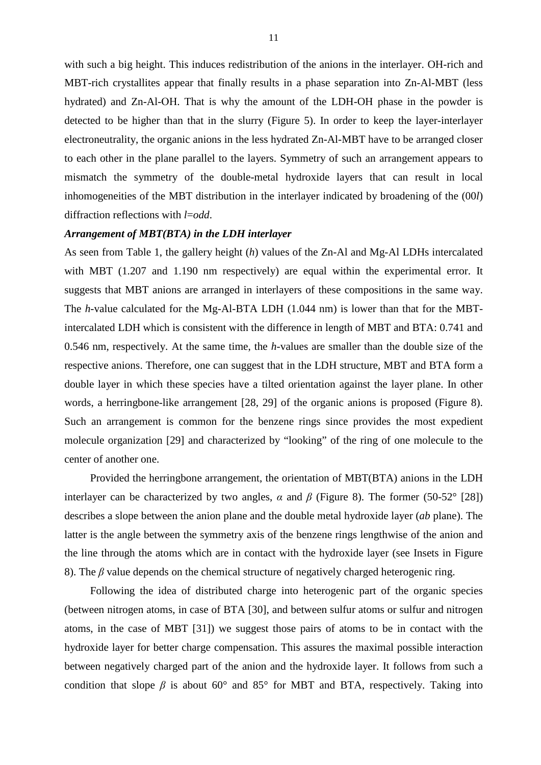with such a big height. This induces redistribution of the anions in the interlayer. OH-rich and MBT-rich crystallites appear that finally results in a phase separation into Zn-Al-MBT (less hydrated) and Zn-Al-OH. That is why the amount of the LDH-OH phase in the powder is detected to be higher than that in the slurry (Figure 5). In order to keep the layer-interlayer electroneutrality, the organic anions in the less hydrated Zn-Al-MBT have to be arranged closer to each other in the plane parallel to the layers. Symmetry of such an arrangement appears to mismatch the symmetry of the double-metal hydroxide layers that can result in local inhomogeneities of the MBT distribution in the interlayer indicated by broadening of the (00*l*) diffraction reflections with *l*=*odd*.

***Arrangement of MBT(BTA) in the LDH interlayer***

As seen from Table 1, the gallery height (*h*) values of the Zn-Al and Mg-Al LDHs intercalated with MBT (1.207 and 1.190 nm respectively) are equal within the experimental error. It suggests that MBT anions are arranged in interlayers of these compositions in the same way. The *h*-value calculated for the Mg-Al-BTA LDH (1.044 nm) is lower than that for the MBT-intercalated LDH which is consistent with the difference in length of MBT and BTA: 0.741 and 0.546 nm, respectively. At the same time, the *h*-values are smaller than the double size of the respective anions. Therefore, one can suggest that in the LDH structure, MBT and BTA form a double layer in which these species have a tilted orientation against the layer plane. In other words, a herringbone-like arrangement [28, 29] of the organic anions is proposed (Figure 8). Such an arrangement is common for the benzene rings since provides the most expedient molecule organization [29] and characterized by "looking" of the ring of one molecule to the center of another one.

Provided the herringbone arrangement, the orientation of MBT(BTA) anions in the LDH interlayer can be characterized by two angles, $\alpha$ and $\beta$ (Figure 8). The former (50-52° [28]) describes a slope between the anion plane and the double metal hydroxide layer (*ab* plane). The latter is the angle between the symmetry axis of the benzene rings lengthwise of the anion and the line through the atoms which are in contact with the hydroxide layer (see Insets in Figure 8). The $\beta$ value depends on the chemical structure of negatively charged heterogenic ring.

Following the idea of distributed charge into heterogenic part of the organic species (between nitrogen atoms, in case of BTA [30], and between sulfur atoms or sulfur and nitrogen atoms, in the case of MBT [31]) we suggest those pairs of atoms to be in contact with the hydroxide layer for better charge compensation. This assures the maximal possible interaction between negatively charged part of the anion and the hydroxide layer. It follows from such a condition that slope $\beta$ is about 60° and 85° for MBT and BTA, respectively. Taking into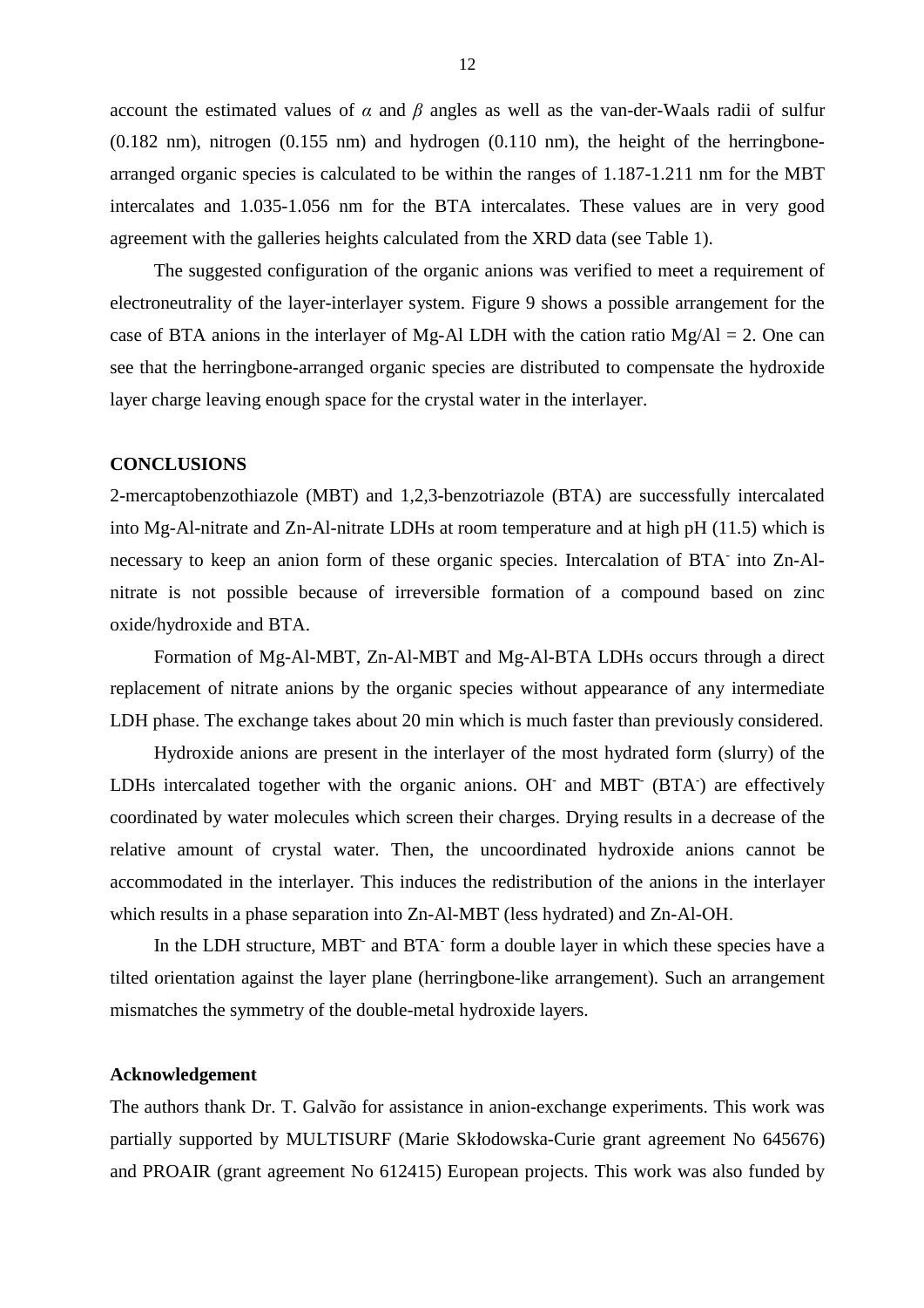account the estimated values of $\alpha$ and $\beta$ angles as well as the van-der-Waals radii of sulfur (0.182 nm), nitrogen (0.155 nm) and hydrogen (0.110 nm), the height of the herringbone-arranged organic species is calculated to be within the ranges of 1.187-1.211 nm for the MBT intercalates and 1.035-1.056 nm for the BTA intercalates. These values are in very good agreement with the galleries heights calculated from the XRD data (see Table 1).

The suggested configuration of the organic anions was verified to meet a requirement of electroneutrality of the layer-interlayer system. Figure 9 shows a possible arrangement for the case of BTA anions in the interlayer of Mg-Al LDH with the cation ratio Mg/Al = 2. One can see that the herringbone-arranged organic species are distributed to compensate the hydroxide layer charge leaving enough space for the crystal water in the interlayer.

## CONCLUSIONS

2-mercaptobenzothiazole (MBT) and 1,2,3-benzotriazole (BTA) are successfully intercalated into Mg-Al-nitrate and Zn-Al-nitrate LDHs at room temperature and at high pH (11.5) which is necessary to keep an anion form of these organic species. Intercalation of $BTA^-$ into Zn-Al-nitrate is not possible because of irreversible formation of a compound based on zinc oxide/hydroxide and BTA.

Formation of Mg-Al-MBT, Zn-Al-MBT and Mg-Al-BTA LDHs occurs through a direct replacement of nitrate anions by the organic species without appearance of any intermediate LDH phase. The exchange takes about 20 min which is much faster than previously considered.

Hydroxide anions are present in the interlayer of the most hydrated form (slurry) of the LDHs intercalated together with the organic anions. $OH^-$ and $MBT^-$ ($BTA^-$) are effectively coordinated by water molecules which screen their charges. Drying results in a decrease of the relative amount of crystal water. Then, the uncoordinated hydroxide anions cannot be accommodated in the interlayer. This induces the redistribution of the anions in the interlayer which results in a phase separation into Zn-Al-MBT (less hydrated) and Zn-Al-OH.

In the LDH structure, $MBT^-$ and $BTA^-$ form a double layer in which these species have a tilted orientation against the layer plane (herringbone-like arrangement). Such an arrangement mismatches the symmetry of the double-metal hydroxide layers.

### Acknowledgement

The authors thank Dr. T. Galvão for assistance in anion-exchange experiments. This work was partially supported by MULTISURF (Marie Skłodowska-Curie grant agreement No 645676) and PROAIR (grant agreement No 612415) European projects. This work was also funded by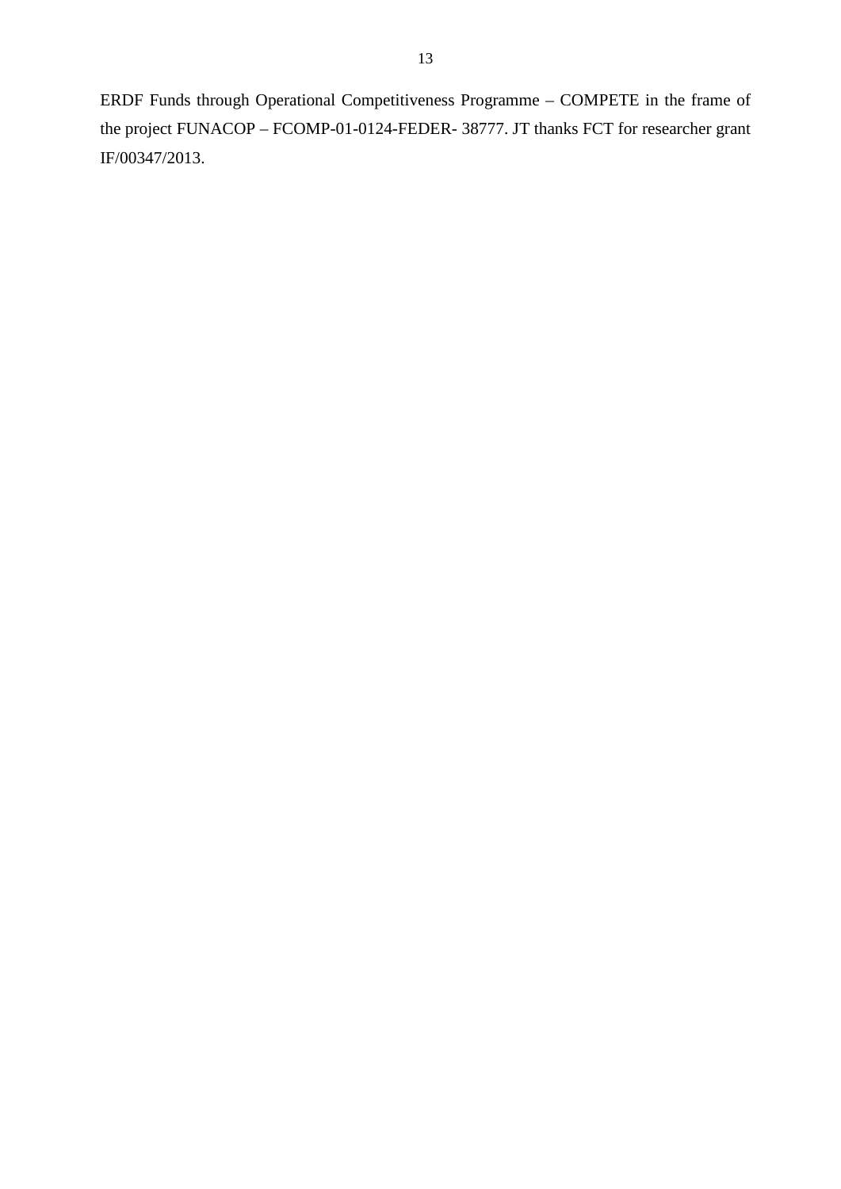ERDF Funds through Operational Competitiveness Programme – COMPETE in the frame of the project FUNACOP – FCOMP-01-0124-FEDER- 38777. JT thanks FCT for researcher grant IF/00347/2013.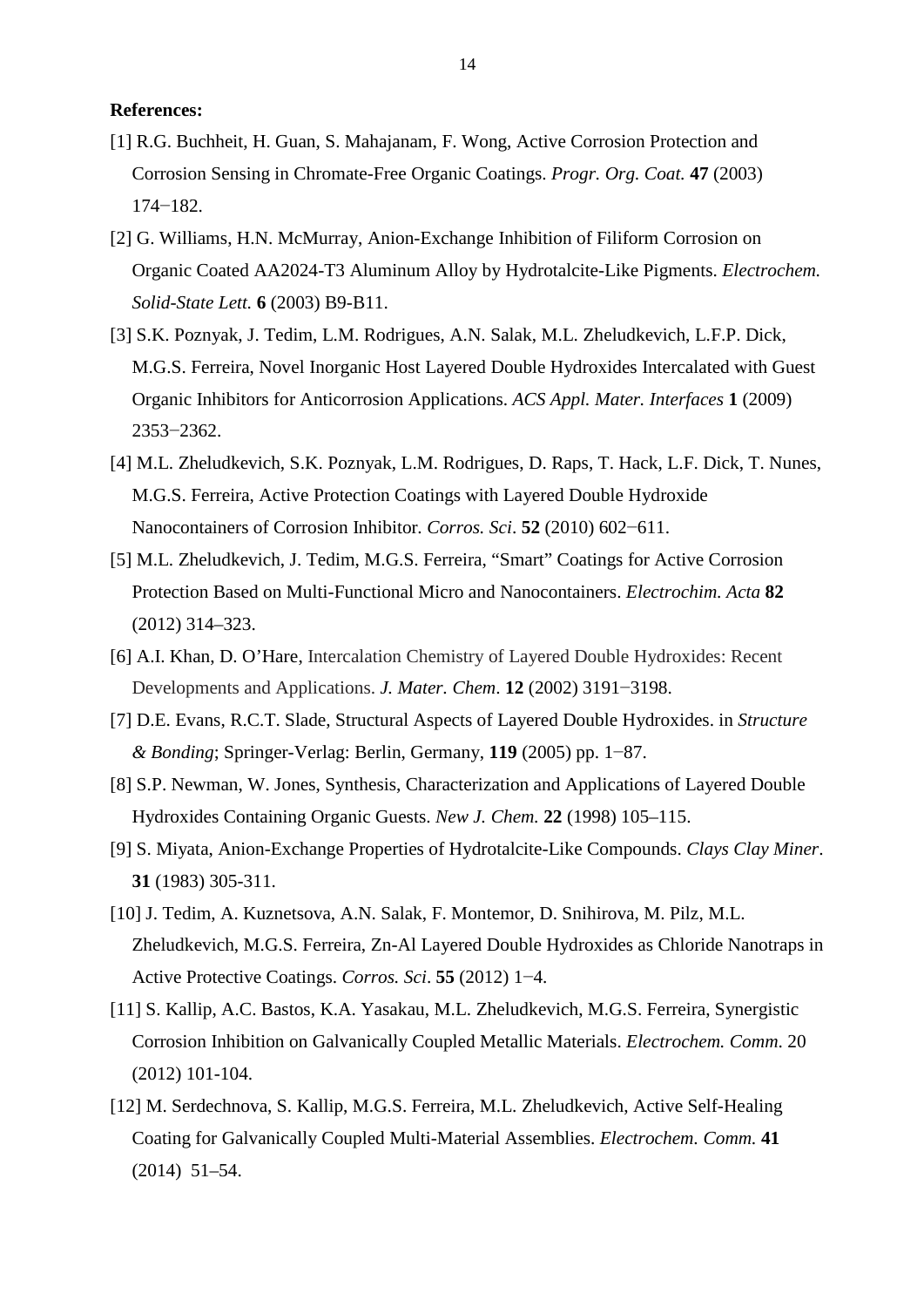**References:**

[1] R.G. Buchheit, H. Guan, S. Mahajanam, F. Wong, Active Corrosion Protection and Corrosion Sensing in Chromate-Free Organic Coatings. *Progr. Org. Coat.* **47** (2003) 174−182.

[2] G. Williams, H.N. McMurray, Anion-Exchange Inhibition of Filiform Corrosion on Organic Coated AA2024-T3 Aluminum Alloy by Hydrotalcite-Like Pigments. *Electrochem. Solid-State Lett.* **6** (2003) B9-B11.

[3] S.K. Poznyak, J. Tedim, L.M. Rodrigues, A.N. Salak, M.L. Zheludkevich, L.F.P. Dick, M.G.S. Ferreira, Novel Inorganic Host Layered Double Hydroxides Intercalated with Guest Organic Inhibitors for Anticorrosion Applications. *ACS Appl. Mater. Interfaces* **1** (2009) 2353−2362.

[4] M.L. Zheludkevich, S.K. Poznyak, L.M. Rodrigues, D. Raps, T. Hack, L.F. Dick, T. Nunes, M.G.S. Ferreira, Active Protection Coatings with Layered Double Hydroxide Nanocontainers of Corrosion Inhibitor. *Corros. Sci*. **52** (2010) 602−611.

[5] M.L. Zheludkevich, J. Tedim, M.G.S. Ferreira, "Smart" Coatings for Active Corrosion Protection Based on Multi-Functional Micro and Nanocontainers. *Electrochim. Acta* **82** (2012) 314–323.

[6] A.I. Khan, D. O'Hare, Intercalation Chemistry of Layered Double Hydroxides: Recent Developments and Applications. *J. Mater. Chem*. **12** (2002) 3191−3198.

[7] D.E. Evans, R.C.T. Slade, Structural Aspects of Layered Double Hydroxides. in *Structure & Bonding*; Springer-Verlag: Berlin, Germany, **119** (2005) pp. 1−87.

[8] S.P. Newman, W. Jones, Synthesis, Characterization and Applications of Layered Double Hydroxides Containing Organic Guests. *New J. Chem.* **22** (1998) 105–115.

[9] S. Miyata, Anion-Exchange Properties of Hydrotalcite-Like Compounds. *Clays Clay Miner*. **31** (1983) 305-311.

[10] J. Tedim, A. Kuznetsova, A.N. Salak, F. Montemor, D. Snihirova, M. Pilz, M.L. Zheludkevich, M.G.S. Ferreira, Zn-Al Layered Double Hydroxides as Chloride Nanotraps in Active Protective Coatings. *Corros. Sci*. **55** (2012) 1−4.

[11] S. Kallip, A.C. Bastos, K.A. Yasakau, M.L. Zheludkevich, M.G.S. Ferreira, Synergistic Corrosion Inhibition on Galvanically Coupled Metallic Materials. *Electrochem. Comm.* 20 (2012) 101-104.

[12] M. Serdechnova, S. Kallip, M.G.S. Ferreira, M.L. Zheludkevich, Active Self-Healing Coating for Galvanically Coupled Multi-Material Assemblies. *Electrochem. Comm.* **41** (2014) 51–54.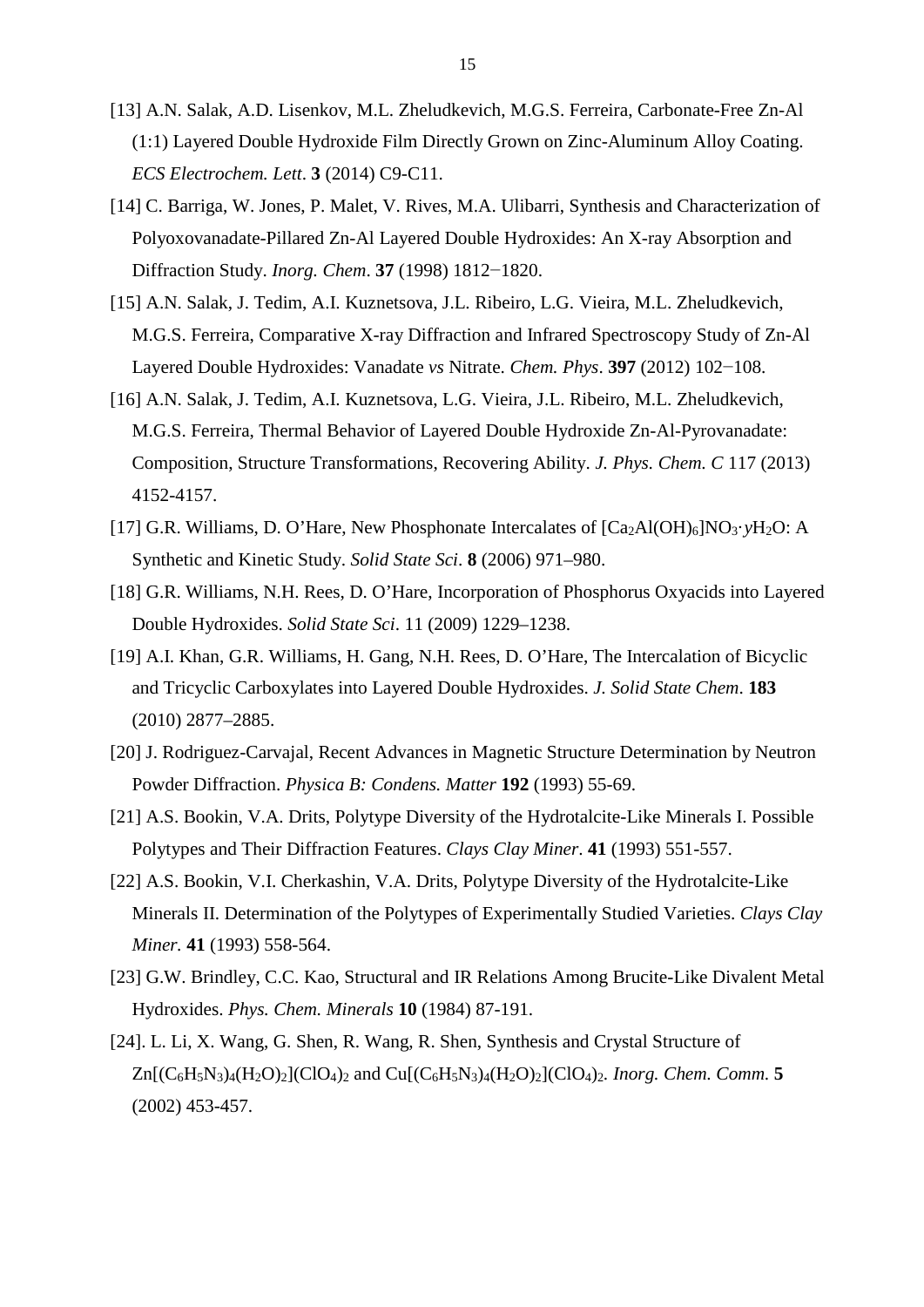[13] A.N. Salak, A.D. Lisenkov, M.L. Zheludkevich, M.G.S. Ferreira, Carbonate-Free Zn-Al (1:1) Layered Double Hydroxide Film Directly Grown on Zinc-Aluminum Alloy Coating. *ECS Electrochem. Lett*. **3** (2014) C9-C11.

[14] C. Barriga, W. Jones, P. Malet, V. Rives, M.A. Ulibarri, Synthesis and Characterization of Polyoxovanadate-Pillared Zn-Al Layered Double Hydroxides: An X-ray Absorption and Diffraction Study. *Inorg. Chem*. **37** (1998) 1812−1820.

[15] A.N. Salak, J. Tedim, A.I. Kuznetsova, J.L. Ribeiro, L.G. Vieira, M.L. Zheludkevich, M.G.S. Ferreira, Comparative X-ray Diffraction and Infrared Spectroscopy Study of Zn-Al Layered Double Hydroxides: Vanadate *vs* Nitrate. *Chem. Phys*. **397** (2012) 102−108.

[16] A.N. Salak, J. Tedim, A.I. Kuznetsova, L.G. Vieira, J.L. Ribeiro, M.L. Zheludkevich, M.G.S. Ferreira, Thermal Behavior of Layered Double Hydroxide Zn-Al-Pyrovanadate: Composition, Structure Transformations, Recovering Ability. *J. Phys. Chem. C* 117 (2013) 4152-4157.

[17] G.R. Williams, D. O'Hare, New Phosphonate Intercalates of $[Ca_2Al(OH)_6]NO_3 \cdot yH_2O$: A Synthetic and Kinetic Study. *Solid State Sci*. **8** (2006) 971–980.

[18] G.R. Williams, N.H. Rees, D. O'Hare, Incorporation of Phosphorus Oxyacids into Layered Double Hydroxides. *Solid State Sci*. 11 (2009) 1229–1238.

[19] A.I. Khan, G.R. Williams, H. Gang, N.H. Rees, D. O'Hare, The Intercalation of Bicyclic and Tricyclic Carboxylates into Layered Double Hydroxides. *J. Solid State Chem*. **183** (2010) 2877–2885.

[20] J. Rodriguez-Carvajal, Recent Advances in Magnetic Structure Determination by Neutron Powder Diffraction. *Physica B: Condens. Matter* **192** (1993) 55-69.

[21] A.S. Bookin, V.A. Drits, Polytype Diversity of the Hydrotalcite-Like Minerals I. Possible Polytypes and Their Diffraction Features. *Clays Clay Miner*. **41** (1993) 551-557.

[22] A.S. Bookin, V.I. Cherkashin, V.A. Drits, Polytype Diversity of the Hydrotalcite-Like Minerals II. Determination of the Polytypes of Experimentally Studied Varieties. *Clays Clay Miner.* **41** (1993) 558-564.

[23] G.W. Brindley, C.C. Kao, Structural and IR Relations Among Brucite-Like Divalent Metal Hydroxides. *Phys. Chem. Minerals* **10** (1984) 87-191.

[24]. L. Li, X. Wang, G. Shen, R. Wang, R. Shen, Synthesis and Crystal Structure of $Zn[(C_6H_5N_3)_4(H_2O)_2](ClO_4)_2$ and $Cu[(C_6H_5N_3)_4(H_2O)_2](ClO_4)_2$. *Inorg. Chem. Comm.* **5** (2002) 453-457.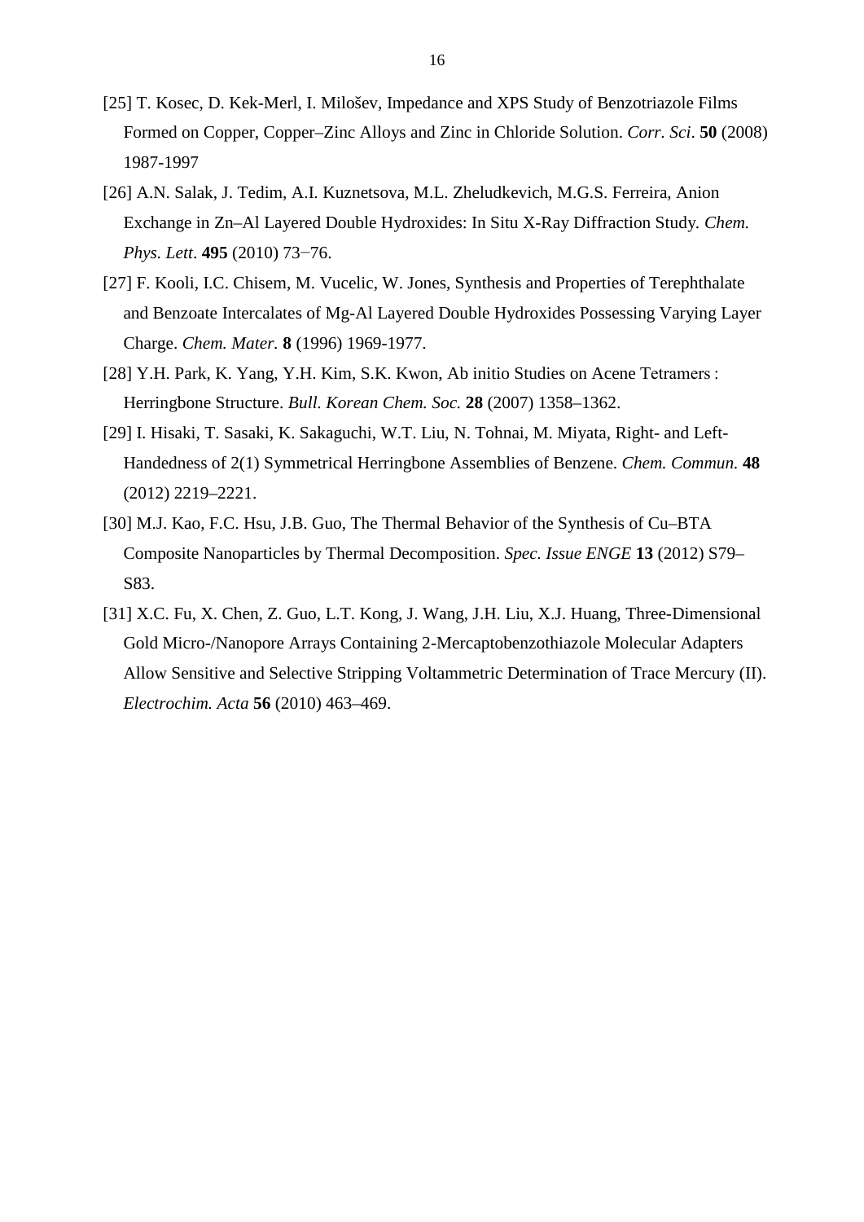[25] T. Kosec, D. Kek-Merl, I. Milošev, Impedance and XPS Study of Benzotriazole Films Formed on Copper, Copper–Zinc Alloys and Zinc in Chloride Solution. *Corr. Sci*. **50** (2008) 1987-1997

[26] A.N. Salak, J. Tedim, A.I. Kuznetsova, M.L. Zheludkevich, M.G.S. Ferreira, Anion Exchange in Zn–Al Layered Double Hydroxides: In Situ X-Ray Diffraction Study. *Chem. Phys. Lett*. **495** (2010) 73−76.

[27] F. Kooli, I.C. Chisem, M. Vucelic, W. Jones, Synthesis and Properties of Terephthalate and Benzoate Intercalates of Mg-Al Layered Double Hydroxides Possessing Varying Layer Charge. *Chem. Mater.* **8** (1996) 1969-1977.

[28] Y.H. Park, K. Yang, Y.H. Kim, S.K. Kwon, Ab initio Studies on Acene Tetramers : Herringbone Structure. *Bull. Korean Chem. Soc.* **28** (2007) 1358–1362.

[29] I. Hisaki, T. Sasaki, K. Sakaguchi, W.T. Liu, N. Tohnai, M. Miyata, Right- and Left-Handedness of 2(1) Symmetrical Herringbone Assemblies of Benzene. *Chem. Commun.* **48** (2012) 2219–2221.

[30] M.J. Kao, F.C. Hsu, J.B. Guo, The Thermal Behavior of the Synthesis of Cu–BTA Composite Nanoparticles by Thermal Decomposition. *Spec. Issue ENGE* **13** (2012) S79–S83.

[31] X.C. Fu, X. Chen, Z. Guo, L.T. Kong, J. Wang, J.H. Liu, X.J. Huang, Three-Dimensional Gold Micro-/Nanopore Arrays Containing 2-Mercaptobenzothiazole Molecular Adapters Allow Sensitive and Selective Stripping Voltammetric Determination of Trace Mercury (II). *Electrochim. Acta* **56** (2010) 463–469.